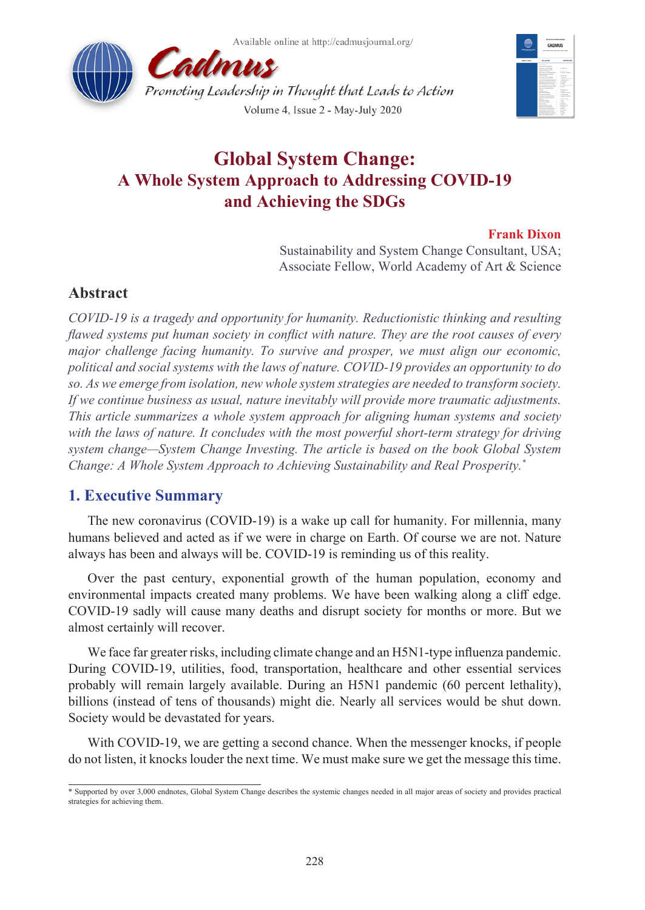# Global System Change: A Whole System Approach to Addressing COVID-19 and Achieving the SDGs

**Frank Dixon**

Sustainability and System Change Consultant, USA;
Associate Fellow, World Academy of Art & Science

## Abstract

*COVID-19 is a tragedy and opportunity for humanity. Reductionistic thinking and resulting flawed systems put human society in conflict with nature. They are the root causes of every major challenge facing humanity. To survive and prosper, we must align our economic, political and social systems with the laws of nature. COVID-19 provides an opportunity to do so. As we emerge from isolation, new whole system strategies are needed to transform society. If we continue business as usual, nature inevitably will provide more traumatic adjustments. This article summarizes a whole system approach for aligning human systems and society with the laws of nature. It concludes with the most powerful short-term strategy for driving system change—System Change Investing. The article is based on the book Global System Change: A Whole System Approach to Achieving Sustainability and Real Prosperity.*[*]

## 1. Executive Summary

The new coronavirus (COVID-19) is a wake up call for humanity. For millennia, many humans believed and acted as if we were in charge on Earth. Of course we are not. Nature always has been and always will be. COVID-19 is reminding us of this reality.

Over the past century, exponential growth of the human population, economy and environmental impacts created many problems. We have been walking along a cliff edge. COVID-19 sadly will cause many deaths and disrupt society for months or more. But we almost certainly will recover.

We face far greater risks, including climate change and an H5N1-type influenza pandemic. During COVID-19, utilities, food, transportation, healthcare and other essential services probably will remain largely available. During an H5N1 pandemic (60 percent lethality), billions (instead of tens of thousands) might die. Nearly all services would be shut down. Society would be devastated for years.

With COVID-19, we are getting a second chance. When the messenger knocks, if people do not listen, it knocks louder the next time. We must make sure we get the message this time.

---

* Supported by over 3,000 endnotes, Global System Change describes the systemic changes needed in all major areas of society and provides practical strategies for achieving them.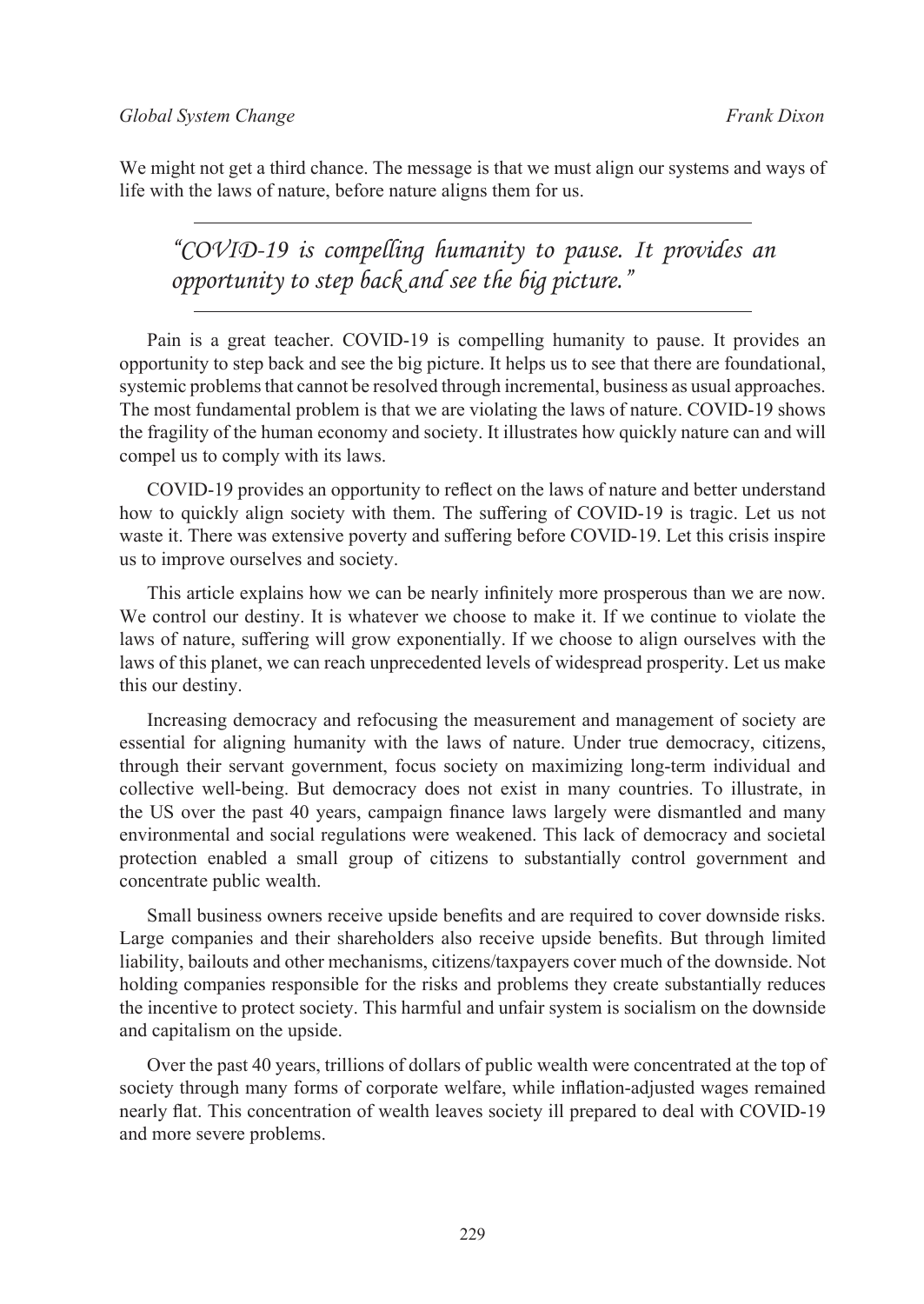We might not get a third chance. The message is that we must align our systems and ways of life with the laws of nature, before nature aligns them for us.

---

*"COVID-19 is compelling humanity to pause. It provides an opportunity to step back and see the big picture."*

---

Pain is a great teacher. COVID-19 is compelling humanity to pause. It provides an opportunity to step back and see the big picture. It helps us to see that there are foundational, systemic problems that cannot be resolved through incremental, business as usual approaches. The most fundamental problem is that we are violating the laws of nature. COVID-19 shows the fragility of the human economy and society. It illustrates how quickly nature can and will compel us to comply with its laws.

COVID-19 provides an opportunity to reflect on the laws of nature and better understand how to quickly align society with them. The suffering of COVID-19 is tragic. Let us not waste it. There was extensive poverty and suffering before COVID-19. Let this crisis inspire us to improve ourselves and society.

This article explains how we can be nearly infinitely more prosperous than we are now. We control our destiny. It is whatever we choose to make it. If we continue to violate the laws of nature, suffering will grow exponentially. If we choose to align ourselves with the laws of this planet, we can reach unprecedented levels of widespread prosperity. Let us make this our destiny.

Increasing democracy and refocusing the measurement and management of society are essential for aligning humanity with the laws of nature. Under true democracy, citizens, through their servant government, focus society on maximizing long-term individual and collective well-being. But democracy does not exist in many countries. To illustrate, in the US over the past 40 years, campaign finance laws largely were dismantled and many environmental and social regulations were weakened. This lack of democracy and societal protection enabled a small group of citizens to substantially control government and concentrate public wealth.

Small business owners receive upside benefits and are required to cover downside risks. Large companies and their shareholders also receive upside benefits. But through limited liability, bailouts and other mechanisms, citizens/taxpayers cover much of the downside. Not holding companies responsible for the risks and problems they create substantially reduces the incentive to protect society. This harmful and unfair system is socialism on the downside and capitalism on the upside.

Over the past 40 years, trillions of dollars of public wealth were concentrated at the top of society through many forms of corporate welfare, while inflation-adjusted wages remained nearly flat. This concentration of wealth leaves society ill prepared to deal with COVID-19 and more severe problems.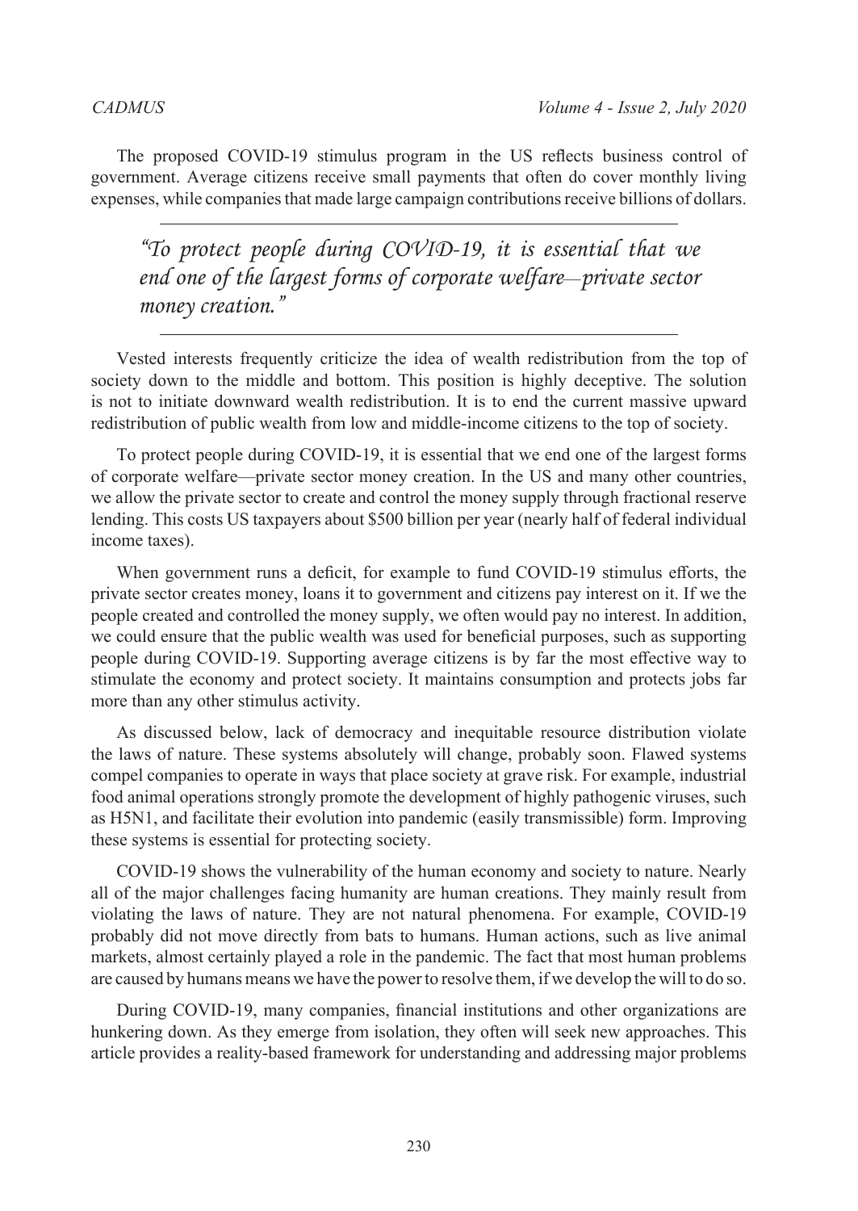The proposed COVID-19 stimulus program in the US reflects business control of government. Average citizens receive small payments that often do cover monthly living expenses, while companies that made large campaign contributions receive billions of dollars.

> *"To protect people during COVID-19, it is essential that we end one of the largest forms of corporate welfare—private sector money creation."*

Vested interests frequently criticize the idea of wealth redistribution from the top of society down to the middle and bottom. This position is highly deceptive. The solution is not to initiate downward wealth redistribution. It is to end the current massive upward redistribution of public wealth from low and middle-income citizens to the top of society.

To protect people during COVID-19, it is essential that we end one of the largest forms of corporate welfare—private sector money creation. In the US and many other countries, we allow the private sector to create and control the money supply through fractional reserve lending. This costs US taxpayers about $500 billion per year (nearly half of federal individual income taxes).

When government runs a deficit, for example to fund COVID-19 stimulus efforts, the private sector creates money, loans it to government and citizens pay interest on it. If we the people created and controlled the money supply, we often would pay no interest. In addition, we could ensure that the public wealth was used for beneficial purposes, such as supporting people during COVID-19. Supporting average citizens is by far the most effective way to stimulate the economy and protect society. It maintains consumption and protects jobs far more than any other stimulus activity.

As discussed below, lack of democracy and inequitable resource distribution violate the laws of nature. These systems absolutely will change, probably soon. Flawed systems compel companies to operate in ways that place society at grave risk. For example, industrial food animal operations strongly promote the development of highly pathogenic viruses, such as H5N1, and facilitate their evolution into pandemic (easily transmissible) form. Improving these systems is essential for protecting society.

COVID-19 shows the vulnerability of the human economy and society to nature. Nearly all of the major challenges facing humanity are human creations. They mainly result from violating the laws of nature. They are not natural phenomena. For example, COVID-19 probably did not move directly from bats to humans. Human actions, such as live animal markets, almost certainly played a role in the pandemic. The fact that most human problems are caused by humans means we have the power to resolve them, if we develop the will to do so.

During COVID-19, many companies, financial institutions and other organizations are hunkering down. As they emerge from isolation, they often will seek new approaches. This article provides a reality-based framework for understanding and addressing major problems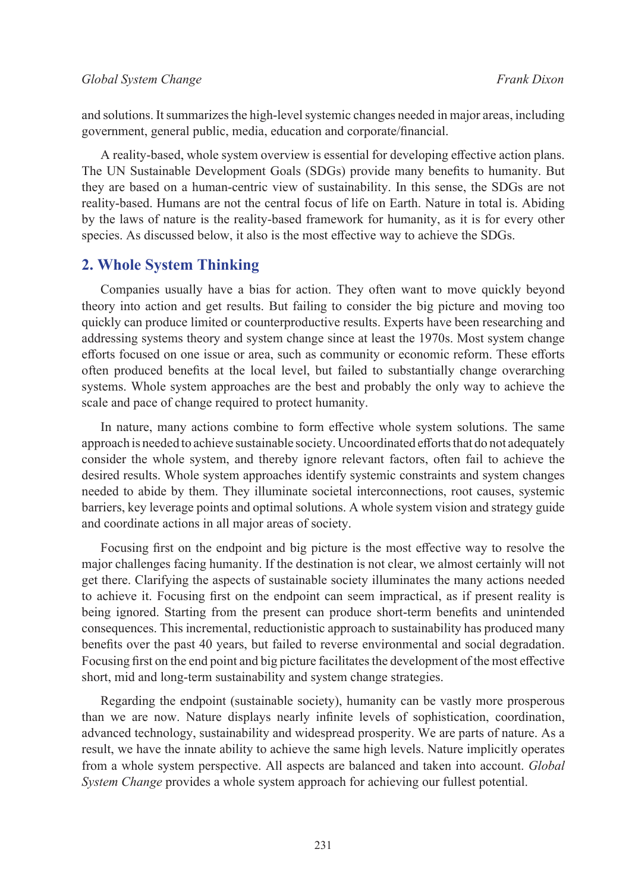and solutions. It summarizes the high-level systemic changes needed in major areas, including government, general public, media, education and corporate/financial.

A reality-based, whole system overview is essential for developing effective action plans. The UN Sustainable Development Goals (SDGs) provide many benefits to humanity. But they are based on a human-centric view of sustainability. In this sense, the SDGs are not reality-based. Humans are not the central focus of life on Earth. Nature in total is. Abiding by the laws of nature is the reality-based framework for humanity, as it is for every other species. As discussed below, it also is the most effective way to achieve the SDGs.

## 2. Whole System Thinking

Companies usually have a bias for action. They often want to move quickly beyond theory into action and get results. But failing to consider the big picture and moving too quickly can produce limited or counterproductive results. Experts have been researching and addressing systems theory and system change since at least the 1970s. Most system change efforts focused on one issue or area, such as community or economic reform. These efforts often produced benefits at the local level, but failed to substantially change overarching systems. Whole system approaches are the best and probably the only way to achieve the scale and pace of change required to protect humanity.

In nature, many actions combine to form effective whole system solutions. The same approach is needed to achieve sustainable society. Uncoordinated efforts that do not adequately consider the whole system, and thereby ignore relevant factors, often fail to achieve the desired results. Whole system approaches identify systemic constraints and system changes needed to abide by them. They illuminate societal interconnections, root causes, systemic barriers, key leverage points and optimal solutions. A whole system vision and strategy guide and coordinate actions in all major areas of society.

Focusing first on the endpoint and big picture is the most effective way to resolve the major challenges facing humanity. If the destination is not clear, we almost certainly will not get there. Clarifying the aspects of sustainable society illuminates the many actions needed to achieve it. Focusing first on the endpoint can seem impractical, as if present reality is being ignored. Starting from the present can produce short-term benefits and unintended consequences. This incremental, reductionistic approach to sustainability has produced many benefits over the past 40 years, but failed to reverse environmental and social degradation. Focusing first on the end point and big picture facilitates the development of the most effective short, mid and long-term sustainability and system change strategies.

Regarding the endpoint (sustainable society), humanity can be vastly more prosperous than we are now. Nature displays nearly infinite levels of sophistication, coordination, advanced technology, sustainability and widespread prosperity. We are parts of nature. As a result, we have the innate ability to achieve the same high levels. Nature implicitly operates from a whole system perspective. All aspects are balanced and taken into account. *Global System Change* provides a whole system approach for achieving our fullest potential.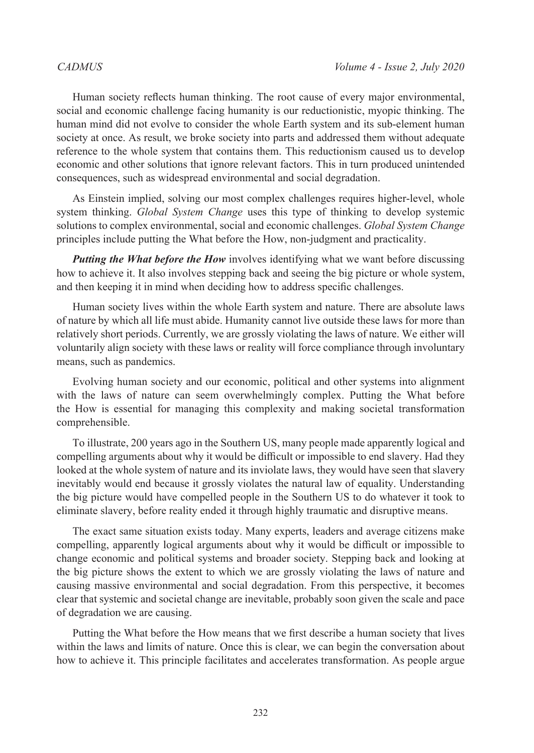Human society reflects human thinking. The root cause of every major environmental, social and economic challenge facing humanity is our reductionistic, myopic thinking. The human mind did not evolve to consider the whole Earth system and its sub-element human society at once. As result, we broke society into parts and addressed them without adequate reference to the whole system that contains them. This reductionism caused us to develop economic and other solutions that ignore relevant factors. This in turn produced unintended consequences, such as widespread environmental and social degradation.

As Einstein implied, solving our most complex challenges requires higher-level, whole system thinking. *Global System Change* uses this type of thinking to develop systemic solutions to complex environmental, social and economic challenges. *Global System Change* principles include putting the What before the How, non-judgment and practicality.

***Putting the What before the How*** involves identifying what we want before discussing how to achieve it. It also involves stepping back and seeing the big picture or whole system, and then keeping it in mind when deciding how to address specific challenges.

Human society lives within the whole Earth system and nature. There are absolute laws of nature by which all life must abide. Humanity cannot live outside these laws for more than relatively short periods. Currently, we are grossly violating the laws of nature. We either will voluntarily align society with these laws or reality will force compliance through involuntary means, such as pandemics.

Evolving human society and our economic, political and other systems into alignment with the laws of nature can seem overwhelmingly complex. Putting the What before the How is essential for managing this complexity and making societal transformation comprehensible.

To illustrate, 200 years ago in the Southern US, many people made apparently logical and compelling arguments about why it would be difficult or impossible to end slavery. Had they looked at the whole system of nature and its inviolate laws, they would have seen that slavery inevitably would end because it grossly violates the natural law of equality. Understanding the big picture would have compelled people in the Southern US to do whatever it took to eliminate slavery, before reality ended it through highly traumatic and disruptive means.

The exact same situation exists today. Many experts, leaders and average citizens make compelling, apparently logical arguments about why it would be difficult or impossible to change economic and political systems and broader society. Stepping back and looking at the big picture shows the extent to which we are grossly violating the laws of nature and causing massive environmental and social degradation. From this perspective, it becomes clear that systemic and societal change are inevitable, probably soon given the scale and pace of degradation we are causing.

Putting the What before the How means that we first describe a human society that lives within the laws and limits of nature. Once this is clear, we can begin the conversation about how to achieve it. This principle facilitates and accelerates transformation. As people argue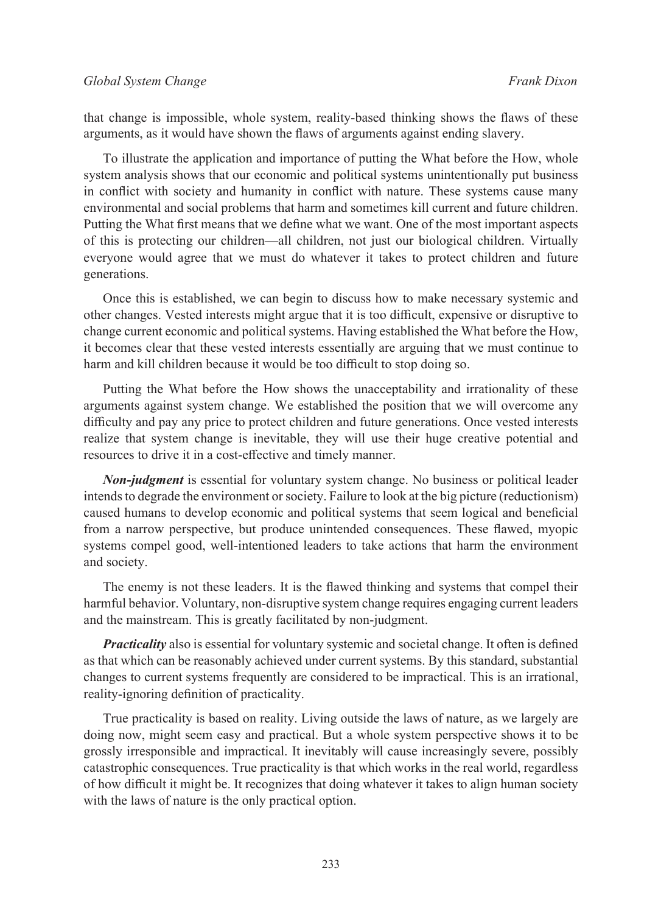that change is impossible, whole system, reality-based thinking shows the flaws of these arguments, as it would have shown the flaws of arguments against ending slavery.

To illustrate the application and importance of putting the What before the How, whole system analysis shows that our economic and political systems unintentionally put business in conflict with society and humanity in conflict with nature. These systems cause many environmental and social problems that harm and sometimes kill current and future children. Putting the What first means that we define what we want. One of the most important aspects of this is protecting our children—all children, not just our biological children. Virtually everyone would agree that we must do whatever it takes to protect children and future generations.

Once this is established, we can begin to discuss how to make necessary systemic and other changes. Vested interests might argue that it is too difficult, expensive or disruptive to change current economic and political systems. Having established the What before the How, it becomes clear that these vested interests essentially are arguing that we must continue to harm and kill children because it would be too difficult to stop doing so.

Putting the What before the How shows the unacceptability and irrationality of these arguments against system change. We established the position that we will overcome any difficulty and pay any price to protect children and future generations. Once vested interests realize that system change is inevitable, they will use their huge creative potential and resources to drive it in a cost-effective and timely manner.

***Non-judgment*** is essential for voluntary system change. No business or political leader intends to degrade the environment or society. Failure to look at the big picture (reductionism) caused humans to develop economic and political systems that seem logical and beneficial from a narrow perspective, but produce unintended consequences. These flawed, myopic systems compel good, well-intentioned leaders to take actions that harm the environment and society.

The enemy is not these leaders. It is the flawed thinking and systems that compel their harmful behavior. Voluntary, non-disruptive system change requires engaging current leaders and the mainstream. This is greatly facilitated by non-judgment.

***Practicality*** also is essential for voluntary systemic and societal change. It often is defined as that which can be reasonably achieved under current systems. By this standard, substantial changes to current systems frequently are considered to be impractical. This is an irrational, reality-ignoring definition of practicality.

True practicality is based on reality. Living outside the laws of nature, as we largely are doing now, might seem easy and practical. But a whole system perspective shows it to be grossly irresponsible and impractical. It inevitably will cause increasingly severe, possibly catastrophic consequences. True practicality is that which works in the real world, regardless of how difficult it might be. It recognizes that doing whatever it takes to align human society with the laws of nature is the only practical option.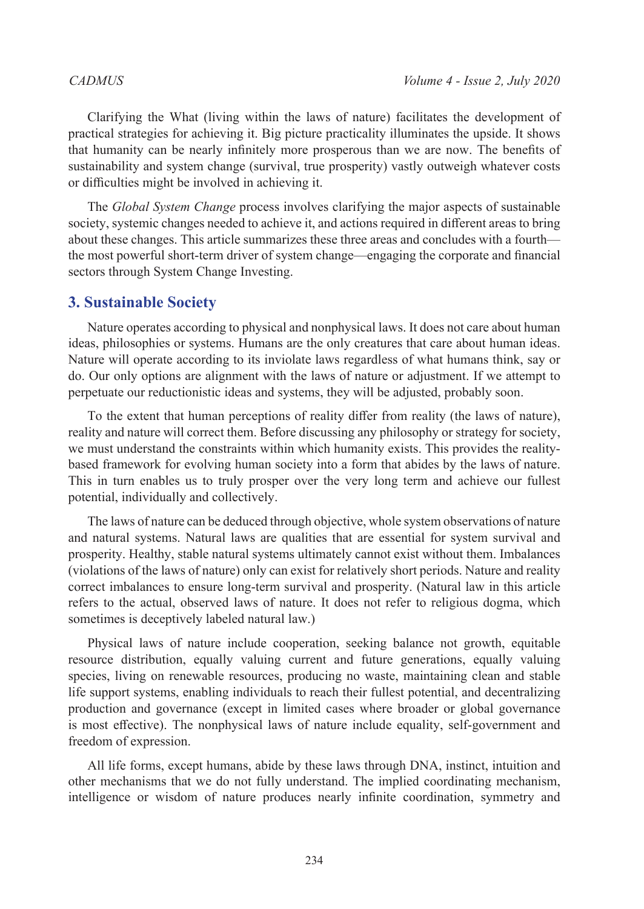Clarifying the What (living within the laws of nature) facilitates the development of practical strategies for achieving it. Big picture practicality illuminates the upside. It shows that humanity can be nearly infinitely more prosperous than we are now. The benefits of sustainability and system change (survival, true prosperity) vastly outweigh whatever costs or difficulties might be involved in achieving it.

The *Global System Change* process involves clarifying the major aspects of sustainable society, systemic changes needed to achieve it, and actions required in different areas to bring about these changes. This article summarizes these three areas and concludes with a fourth—the most powerful short-term driver of system change—engaging the corporate and financial sectors through System Change Investing.

## 3. Sustainable Society

Nature operates according to physical and nonphysical laws. It does not care about human ideas, philosophies or systems. Humans are the only creatures that care about human ideas. Nature will operate according to its inviolate laws regardless of what humans think, say or do. Our only options are alignment with the laws of nature or adjustment. If we attempt to perpetuate our reductionistic ideas and systems, they will be adjusted, probably soon.

To the extent that human perceptions of reality differ from reality (the laws of nature), reality and nature will correct them. Before discussing any philosophy or strategy for society, we must understand the constraints within which humanity exists. This provides the reality-based framework for evolving human society into a form that abides by the laws of nature. This in turn enables us to truly prosper over the very long term and achieve our fullest potential, individually and collectively.

The laws of nature can be deduced through objective, whole system observations of nature and natural systems. Natural laws are qualities that are essential for system survival and prosperity. Healthy, stable natural systems ultimately cannot exist without them. Imbalances (violations of the laws of nature) only can exist for relatively short periods. Nature and reality correct imbalances to ensure long-term survival and prosperity. (Natural law in this article refers to the actual, observed laws of nature. It does not refer to religious dogma, which sometimes is deceptively labeled natural law.)

Physical laws of nature include cooperation, seeking balance not growth, equitable resource distribution, equally valuing current and future generations, equally valuing species, living on renewable resources, producing no waste, maintaining clean and stable life support systems, enabling individuals to reach their fullest potential, and decentralizing production and governance (except in limited cases where broader or global governance is most effective). The nonphysical laws of nature include equality, self-government and freedom of expression.

All life forms, except humans, abide by these laws through DNA, instinct, intuition and other mechanisms that we do not fully understand. The implied coordinating mechanism, intelligence or wisdom of nature produces nearly infinite coordination, symmetry and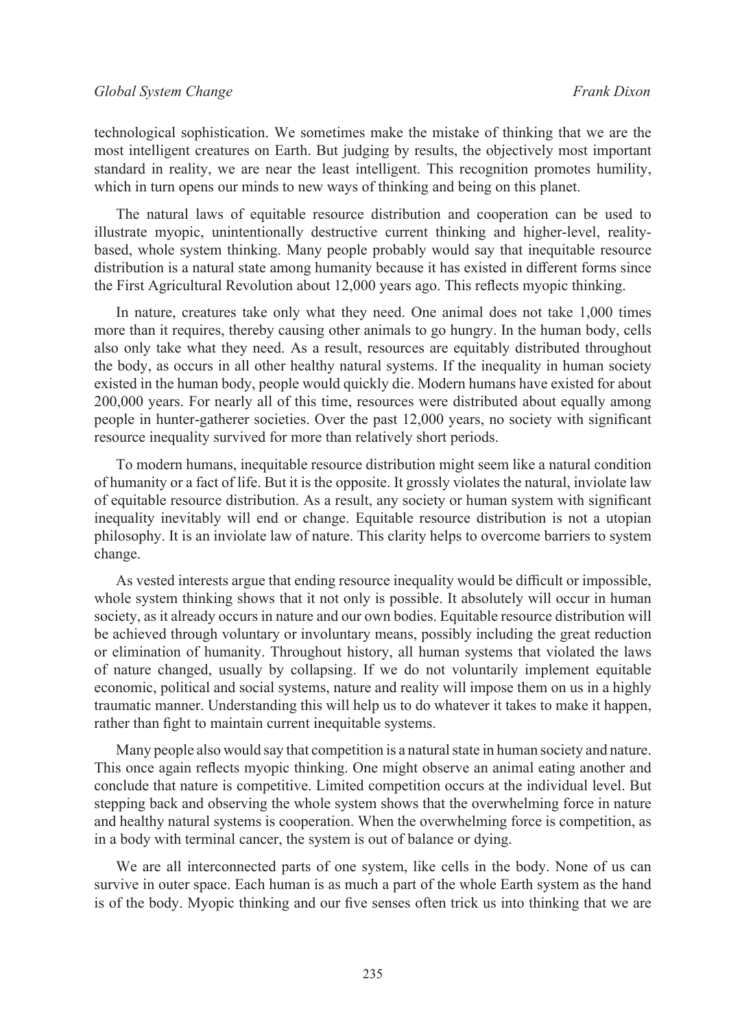technological sophistication. We sometimes make the mistake of thinking that we are the most intelligent creatures on Earth. But judging by results, the objectively most important standard in reality, we are near the least intelligent. This recognition promotes humility, which in turn opens our minds to new ways of thinking and being on this planet.

The natural laws of equitable resource distribution and cooperation can be used to illustrate myopic, unintentionally destructive current thinking and higher-level, reality-based, whole system thinking. Many people probably would say that inequitable resource distribution is a natural state among humanity because it has existed in different forms since the First Agricultural Revolution about 12,000 years ago. This reflects myopic thinking.

In nature, creatures take only what they need. One animal does not take 1,000 times more than it requires, thereby causing other animals to go hungry. In the human body, cells also only take what they need. As a result, resources are equitably distributed throughout the body, as occurs in all other healthy natural systems. If the inequality in human society existed in the human body, people would quickly die. Modern humans have existed for about 200,000 years. For nearly all of this time, resources were distributed about equally among people in hunter-gatherer societies. Over the past 12,000 years, no society with significant resource inequality survived for more than relatively short periods.

To modern humans, inequitable resource distribution might seem like a natural condition of humanity or a fact of life. But it is the opposite. It grossly violates the natural, inviolate law of equitable resource distribution. As a result, any society or human system with significant inequality inevitably will end or change. Equitable resource distribution is not a utopian philosophy. It is an inviolate law of nature. This clarity helps to overcome barriers to system change.

As vested interests argue that ending resource inequality would be difficult or impossible, whole system thinking shows that it not only is possible. It absolutely will occur in human society, as it already occurs in nature and our own bodies. Equitable resource distribution will be achieved through voluntary or involuntary means, possibly including the great reduction or elimination of humanity. Throughout history, all human systems that violated the laws of nature changed, usually by collapsing. If we do not voluntarily implement equitable economic, political and social systems, nature and reality will impose them on us in a highly traumatic manner. Understanding this will help us to do whatever it takes to make it happen, rather than fight to maintain current inequitable systems.

Many people also would say that competition is a natural state in human society and nature. This once again reflects myopic thinking. One might observe an animal eating another and conclude that nature is competitive. Limited competition occurs at the individual level. But stepping back and observing the whole system shows that the overwhelming force in nature and healthy natural systems is cooperation. When the overwhelming force is competition, as in a body with terminal cancer, the system is out of balance or dying.

We are all interconnected parts of one system, like cells in the body. None of us can survive in outer space. Each human is as much a part of the whole Earth system as the hand is of the body. Myopic thinking and our five senses often trick us into thinking that we are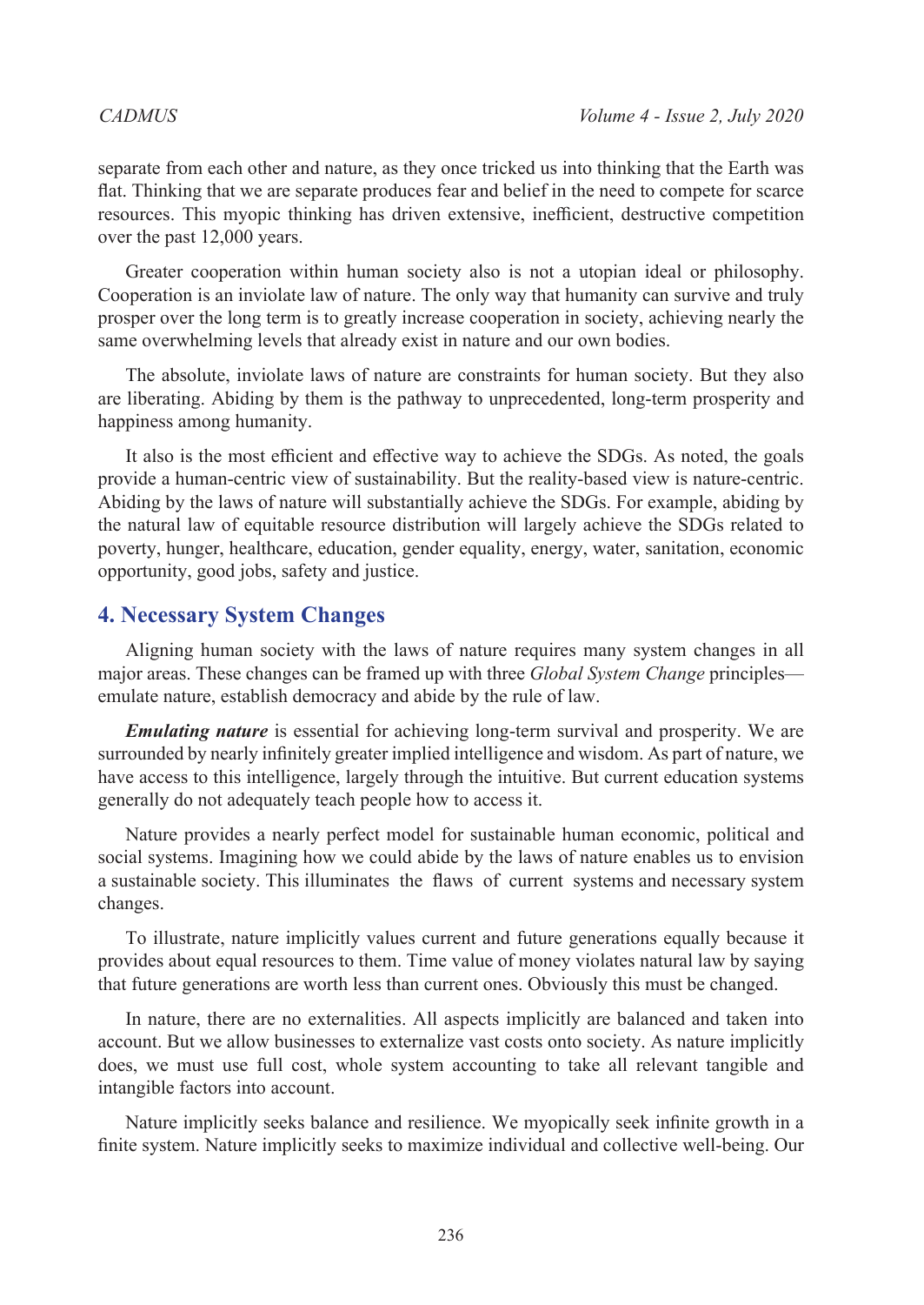separate from each other and nature, as they once tricked us into thinking that the Earth was flat. Thinking that we are separate produces fear and belief in the need to compete for scarce resources. This myopic thinking has driven extensive, inefficient, destructive competition over the past 12,000 years.

Greater cooperation within human society also is not a utopian ideal or philosophy. Cooperation is an inviolate law of nature. The only way that humanity can survive and truly prosper over the long term is to greatly increase cooperation in society, achieving nearly the same overwhelming levels that already exist in nature and our own bodies.

The absolute, inviolate laws of nature are constraints for human society. But they also are liberating. Abiding by them is the pathway to unprecedented, long-term prosperity and happiness among humanity.

It also is the most efficient and effective way to achieve the SDGs. As noted, the goals provide a human-centric view of sustainability. But the reality-based view is nature-centric. Abiding by the laws of nature will substantially achieve the SDGs. For example, abiding by the natural law of equitable resource distribution will largely achieve the SDGs related to poverty, hunger, healthcare, education, gender equality, energy, water, sanitation, economic opportunity, good jobs, safety and justice.

## 4. Necessary System Changes

Aligning human society with the laws of nature requires many system changes in all major areas. These changes can be framed up with three *Global System Change* principles—emulate nature, establish democracy and abide by the rule of law.

***Emulating nature*** is essential for achieving long-term survival and prosperity. We are surrounded by nearly infinitely greater implied intelligence and wisdom. As part of nature, we have access to this intelligence, largely through the intuitive. But current education systems generally do not adequately teach people how to access it.

Nature provides a nearly perfect model for sustainable human economic, political and social systems. Imagining how we could abide by the laws of nature enables us to envision a sustainable society. This illuminates the flaws of current systems and necessary system changes.

To illustrate, nature implicitly values current and future generations equally because it provides about equal resources to them. Time value of money violates natural law by saying that future generations are worth less than current ones. Obviously this must be changed.

In nature, there are no externalities. All aspects implicitly are balanced and taken into account. But we allow businesses to externalize vast costs onto society. As nature implicitly does, we must use full cost, whole system accounting to take all relevant tangible and intangible factors into account.

Nature implicitly seeks balance and resilience. We myopically seek infinite growth in a finite system. Nature implicitly seeks to maximize individual and collective well-being. Our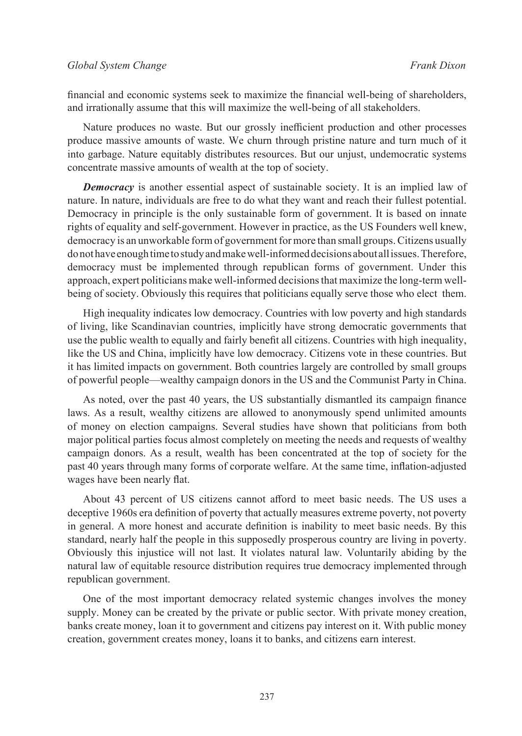financial and economic systems seek to maximize the financial well-being of shareholders, and irrationally assume that this will maximize the well-being of all stakeholders.

Nature produces no waste. But our grossly inefficient production and other processes produce massive amounts of waste. We churn through pristine nature and turn much of it into garbage. Nature equitably distributes resources. But our unjust, undemocratic systems concentrate massive amounts of wealth at the top of society.

***Democracy*** is another essential aspect of sustainable society. It is an implied law of nature. In nature, individuals are free to do what they want and reach their fullest potential. Democracy in principle is the only sustainable form of government. It is based on innate rights of equality and self-government. However in practice, as the US Founders well knew, democracy is an unworkable form of government for more than small groups. Citizens usually do not have enough time to study and make well-informed decisions about all issues. Therefore, democracy must be implemented through republican forms of government. Under this approach, expert politicians make well-informed decisions that maximize the long-term well-being of society. Obviously this requires that politicians equally serve those who elect them.

High inequality indicates low democracy. Countries with low poverty and high standards of living, like Scandinavian countries, implicitly have strong democratic governments that use the public wealth to equally and fairly benefit all citizens. Countries with high inequality, like the US and China, implicitly have low democracy. Citizens vote in these countries. But it has limited impacts on government. Both countries largely are controlled by small groups of powerful people—wealthy campaign donors in the US and the Communist Party in China.

As noted, over the past 40 years, the US substantially dismantled its campaign finance laws. As a result, wealthy citizens are allowed to anonymously spend unlimited amounts of money on election campaigns. Several studies have shown that politicians from both major political parties focus almost completely on meeting the needs and requests of wealthy campaign donors. As a result, wealth has been concentrated at the top of society for the past 40 years through many forms of corporate welfare. At the same time, inflation-adjusted wages have been nearly flat.

About 43 percent of US citizens cannot afford to meet basic needs. The US uses a deceptive 1960s era definition of poverty that actually measures extreme poverty, not poverty in general. A more honest and accurate definition is inability to meet basic needs. By this standard, nearly half the people in this supposedly prosperous country are living in poverty. Obviously this injustice will not last. It violates natural law. Voluntarily abiding by the natural law of equitable resource distribution requires true democracy implemented through republican government.

One of the most important democracy related systemic changes involves the money supply. Money can be created by the private or public sector. With private money creation, banks create money, loan it to government and citizens pay interest on it. With public money creation, government creates money, loans it to banks, and citizens earn interest.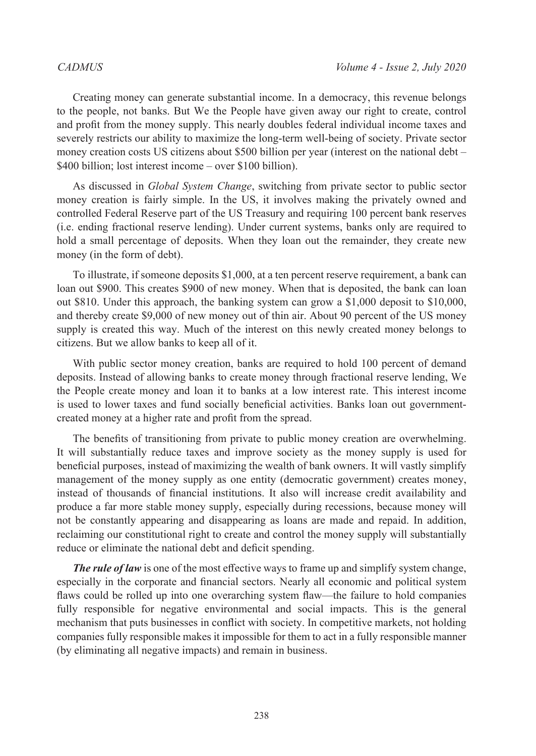Creating money can generate substantial income. In a democracy, this revenue belongs to the people, not banks. But We the People have given away our right to create, control and profit from the money supply. This nearly doubles federal individual income taxes and severely restricts our ability to maximize the long-term well-being of society. Private sector money creation costs US citizens about $500 billion per year (interest on the national debt – $400 billion; lost interest income – over $100 billion).

As discussed in *Global System Change*, switching from private sector to public sector money creation is fairly simple. In the US, it involves making the privately owned and controlled Federal Reserve part of the US Treasury and requiring 100 percent bank reserves (i.e. ending fractional reserve lending). Under current systems, banks only are required to hold a small percentage of deposits. When they loan out the remainder, they create new money (in the form of debt).

To illustrate, if someone deposits $1,000, at a ten percent reserve requirement, a bank can loan out $900. This creates $900 of new money. When that is deposited, the bank can loan out $810. Under this approach, the banking system can grow a $1,000 deposit to $10,000, and thereby create $9,000 of new money out of thin air. About 90 percent of the US money supply is created this way. Much of the interest on this newly created money belongs to citizens. But we allow banks to keep all of it.

With public sector money creation, banks are required to hold 100 percent of demand deposits. Instead of allowing banks to create money through fractional reserve lending, We the People create money and loan it to banks at a low interest rate. This interest income is used to lower taxes and fund socially beneficial activities. Banks loan out government-created money at a higher rate and profit from the spread.

The benefits of transitioning from private to public money creation are overwhelming. It will substantially reduce taxes and improve society as the money supply is used for beneficial purposes, instead of maximizing the wealth of bank owners. It will vastly simplify management of the money supply as one entity (democratic government) creates money, instead of thousands of financial institutions. It also will increase credit availability and produce a far more stable money supply, especially during recessions, because money will not be constantly appearing and disappearing as loans are made and repaid. In addition, reclaiming our constitutional right to create and control the money supply will substantially reduce or eliminate the national debt and deficit spending.

***The rule of law*** is one of the most effective ways to frame up and simplify system change, especially in the corporate and financial sectors. Nearly all economic and political system flaws could be rolled up into one overarching system flaw—the failure to hold companies fully responsible for negative environmental and social impacts. This is the general mechanism that puts businesses in conflict with society. In competitive markets, not holding companies fully responsible makes it impossible for them to act in a fully responsible manner (by eliminating all negative impacts) and remain in business.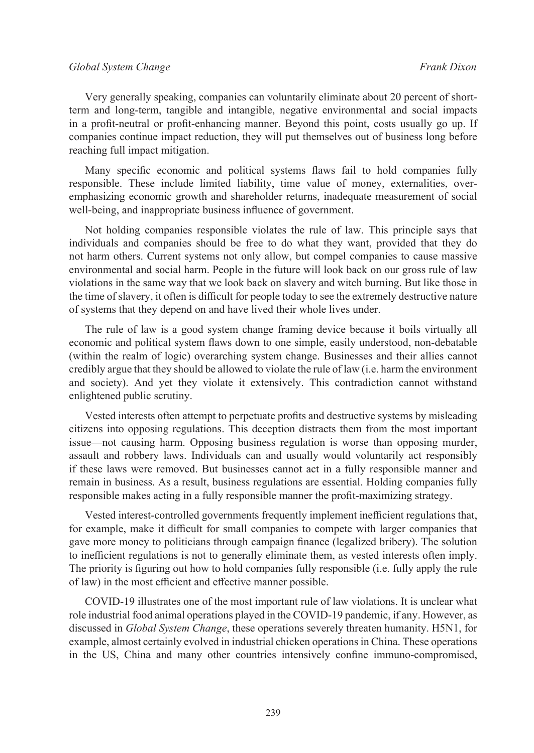Very generally speaking, companies can voluntarily eliminate about 20 percent of short-term and long-term, tangible and intangible, negative environmental and social impacts in a profit-neutral or profit-enhancing manner. Beyond this point, costs usually go up. If companies continue impact reduction, they will put themselves out of business long before reaching full impact mitigation.

Many specific economic and political systems flaws fail to hold companies fully responsible. These include limited liability, time value of money, externalities, over-emphasizing economic growth and shareholder returns, inadequate measurement of social well-being, and inappropriate business influence of government.

Not holding companies responsible violates the rule of law. This principle says that individuals and companies should be free to do what they want, provided that they do not harm others. Current systems not only allow, but compel companies to cause massive environmental and social harm. People in the future will look back on our gross rule of law violations in the same way that we look back on slavery and witch burning. But like those in the time of slavery, it often is difficult for people today to see the extremely destructive nature of systems that they depend on and have lived their whole lives under.

The rule of law is a good system change framing device because it boils virtually all economic and political system flaws down to one simple, easily understood, non-debatable (within the realm of logic) overarching system change. Businesses and their allies cannot credibly argue that they should be allowed to violate the rule of law (i.e. harm the environment and society). And yet they violate it extensively. This contradiction cannot withstand enlightened public scrutiny.

Vested interests often attempt to perpetuate profits and destructive systems by misleading citizens into opposing regulations. This deception distracts them from the most important issue—not causing harm. Opposing business regulation is worse than opposing murder, assault and robbery laws. Individuals can and usually would voluntarily act responsibly if these laws were removed. But businesses cannot act in a fully responsible manner and remain in business. As a result, business regulations are essential. Holding companies fully responsible makes acting in a fully responsible manner the profit-maximizing strategy.

Vested interest-controlled governments frequently implement inefficient regulations that, for example, make it difficult for small companies to compete with larger companies that gave more money to politicians through campaign finance (legalized bribery). The solution to inefficient regulations is not to generally eliminate them, as vested interests often imply. The priority is figuring out how to hold companies fully responsible (i.e. fully apply the rule of law) in the most efficient and effective manner possible.

COVID-19 illustrates one of the most important rule of law violations. It is unclear what role industrial food animal operations played in the COVID-19 pandemic, if any. However, as discussed in *Global System Change*, these operations severely threaten humanity. H5N1, for example, almost certainly evolved in industrial chicken operations in China. These operations in the US, China and many other countries intensively confine immuno-compromised,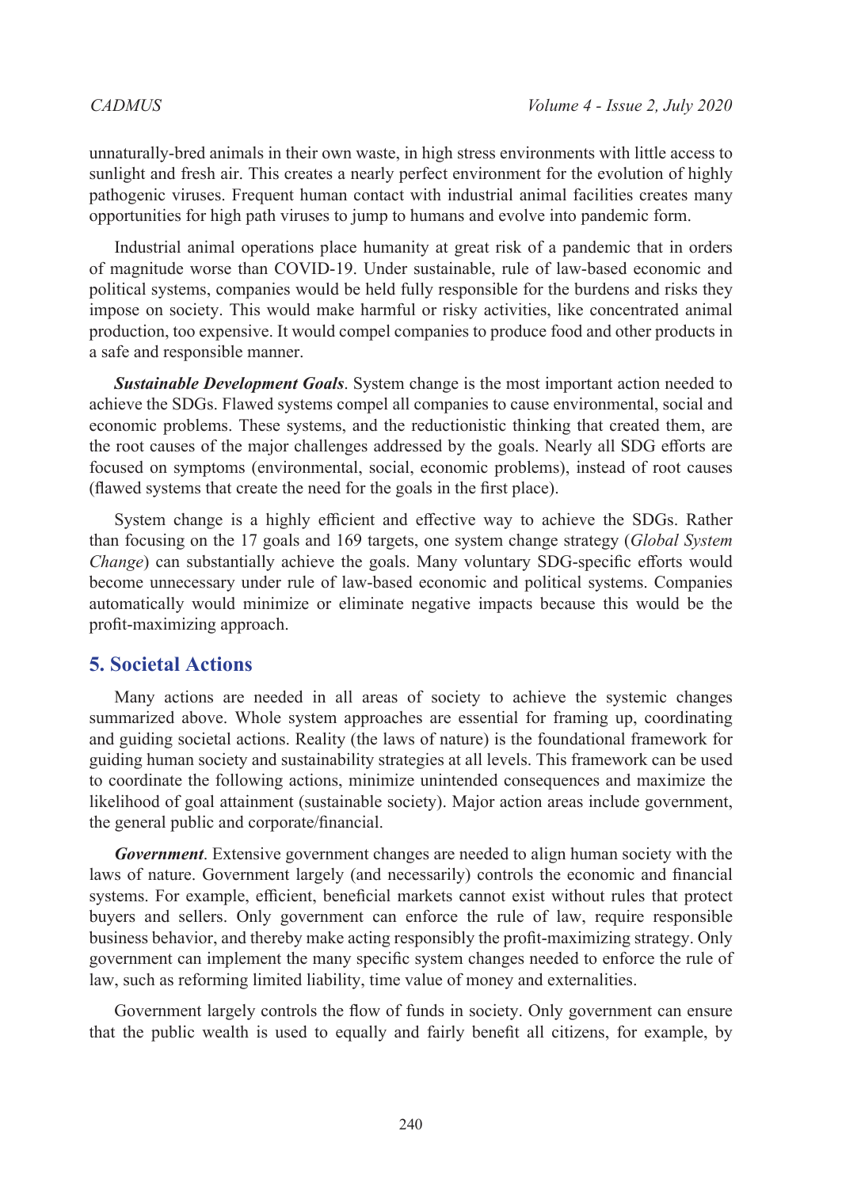unnaturally-bred animals in their own waste, in high stress environments with little access to sunlight and fresh air. This creates a nearly perfect environment for the evolution of highly pathogenic viruses. Frequent human contact with industrial animal facilities creates many opportunities for high path viruses to jump to humans and evolve into pandemic form.

Industrial animal operations place humanity at great risk of a pandemic that in orders of magnitude worse than COVID-19. Under sustainable, rule of law-based economic and political systems, companies would be held fully responsible for the burdens and risks they impose on society. This would make harmful or risky activities, like concentrated animal production, too expensive. It would compel companies to produce food and other products in a safe and responsible manner.

***Sustainable Development Goals***. System change is the most important action needed to achieve the SDGs. Flawed systems compel all companies to cause environmental, social and economic problems. These systems, and the reductionistic thinking that created them, are the root causes of the major challenges addressed by the goals. Nearly all SDG efforts are focused on symptoms (environmental, social, economic problems), instead of root causes (flawed systems that create the need for the goals in the first place).

System change is a highly efficient and effective way to achieve the SDGs. Rather than focusing on the 17 goals and 169 targets, one system change strategy (*Global System Change*) can substantially achieve the goals. Many voluntary SDG-specific efforts would become unnecessary under rule of law-based economic and political systems. Companies automatically would minimize or eliminate negative impacts because this would be the profit-maximizing approach.

## 5. Societal Actions

Many actions are needed in all areas of society to achieve the systemic changes summarized above. Whole system approaches are essential for framing up, coordinating and guiding societal actions. Reality (the laws of nature) is the foundational framework for guiding human society and sustainability strategies at all levels. This framework can be used to coordinate the following actions, minimize unintended consequences and maximize the likelihood of goal attainment (sustainable society). Major action areas include government, the general public and corporate/financial.

***Government***. Extensive government changes are needed to align human society with the laws of nature. Government largely (and necessarily) controls the economic and financial systems. For example, efficient, beneficial markets cannot exist without rules that protect buyers and sellers. Only government can enforce the rule of law, require responsible business behavior, and thereby make acting responsibly the profit-maximizing strategy. Only government can implement the many specific system changes needed to enforce the rule of law, such as reforming limited liability, time value of money and externalities.

Government largely controls the flow of funds in society. Only government can ensure that the public wealth is used to equally and fairly benefit all citizens, for example, by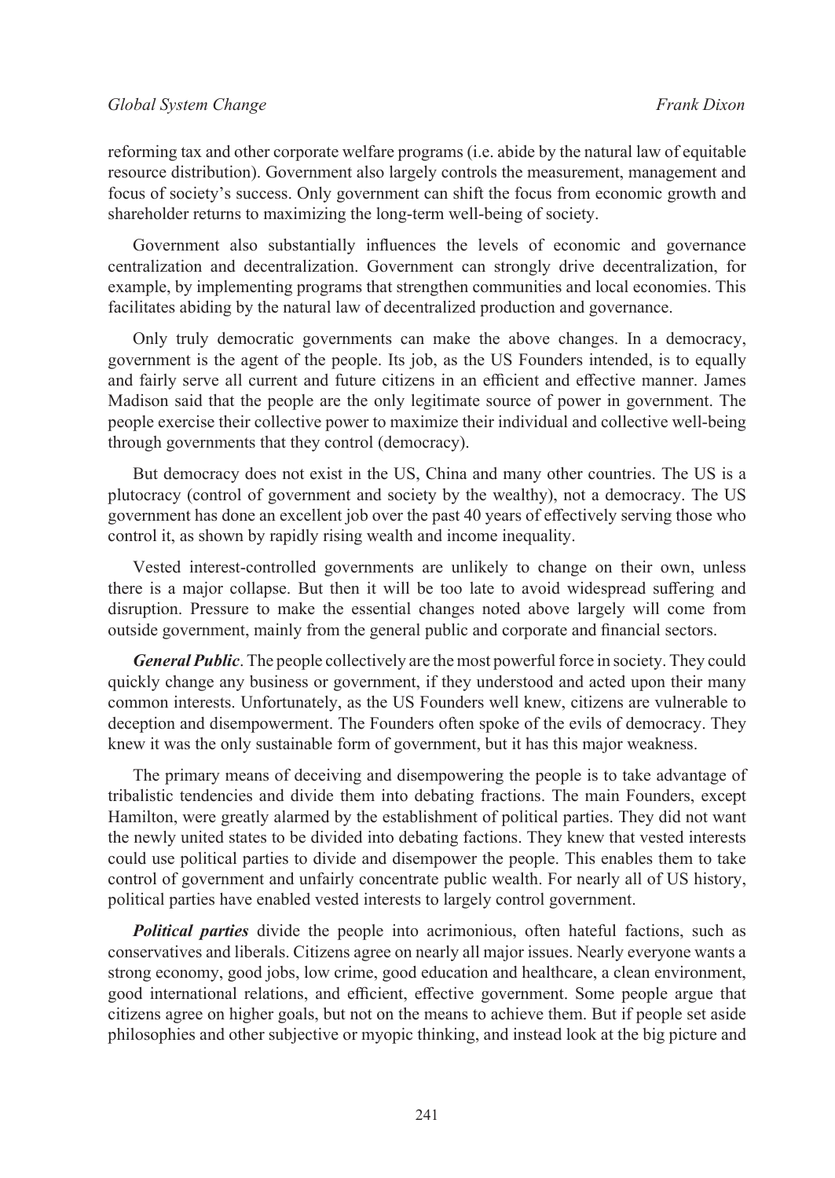reforming tax and other corporate welfare programs (i.e. abide by the natural law of equitable resource distribution). Government also largely controls the measurement, management and focus of society's success. Only government can shift the focus from economic growth and shareholder returns to maximizing the long-term well-being of society.

Government also substantially influences the levels of economic and governance centralization and decentralization. Government can strongly drive decentralization, for example, by implementing programs that strengthen communities and local economies. This facilitates abiding by the natural law of decentralized production and governance.

Only truly democratic governments can make the above changes. In a democracy, government is the agent of the people. Its job, as the US Founders intended, is to equally and fairly serve all current and future citizens in an efficient and effective manner. James Madison said that the people are the only legitimate source of power in government. The people exercise their collective power to maximize their individual and collective well-being through governments that they control (democracy).

But democracy does not exist in the US, China and many other countries. The US is a plutocracy (control of government and society by the wealthy), not a democracy. The US government has done an excellent job over the past 40 years of effectively serving those who control it, as shown by rapidly rising wealth and income inequality.

Vested interest-controlled governments are unlikely to change on their own, unless there is a major collapse. But then it will be too late to avoid widespread suffering and disruption. Pressure to make the essential changes noted above largely will come from outside government, mainly from the general public and corporate and financial sectors.

***General Public***. The people collectively are the most powerful force in society. They could quickly change any business or government, if they understood and acted upon their many common interests. Unfortunately, as the US Founders well knew, citizens are vulnerable to deception and disempowerment. The Founders often spoke of the evils of democracy. They knew it was the only sustainable form of government, but it has this major weakness.

The primary means of deceiving and disempowering the people is to take advantage of tribalistic tendencies and divide them into debating fractions. The main Founders, except Hamilton, were greatly alarmed by the establishment of political parties. They did not want the newly united states to be divided into debating factions. They knew that vested interests could use political parties to divide and disempower the people. This enables them to take control of government and unfairly concentrate public wealth. For nearly all of US history, political parties have enabled vested interests to largely control government.

***Political parties*** divide the people into acrimonious, often hateful factions, such as conservatives and liberals. Citizens agree on nearly all major issues. Nearly everyone wants a strong economy, good jobs, low crime, good education and healthcare, a clean environment, good international relations, and efficient, effective government. Some people argue that citizens agree on higher goals, but not on the means to achieve them. But if people set aside philosophies and other subjective or myopic thinking, and instead look at the big picture and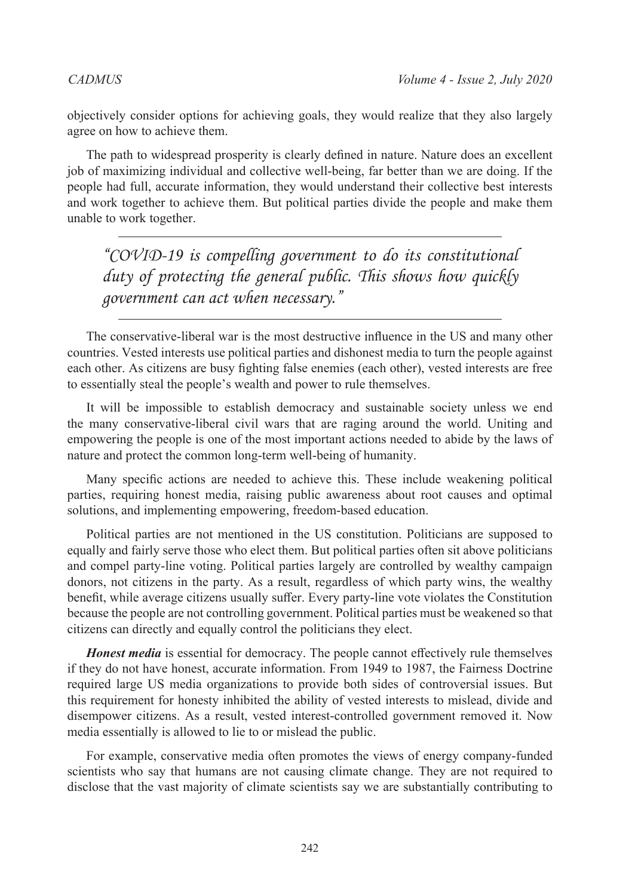objectively consider options for achieving goals, they would realize that they also largely agree on how to achieve them.

The path to widespread prosperity is clearly defined in nature. Nature does an excellent job of maximizing individual and collective well-being, far better than we are doing. If the people had full, accurate information, they would understand their collective best interests and work together to achieve them. But political parties divide the people and make them unable to work together.

---

> *"COVID-19 is compelling government to do its constitutional duty of protecting the general public. This shows how quickly government can act when necessary."*

---

The conservative-liberal war is the most destructive influence in the US and many other countries. Vested interests use political parties and dishonest media to turn the people against each other. As citizens are busy fighting false enemies (each other), vested interests are free to essentially steal the people's wealth and power to rule themselves.

It will be impossible to establish democracy and sustainable society unless we end the many conservative-liberal civil wars that are raging around the world. Uniting and empowering the people is one of the most important actions needed to abide by the laws of nature and protect the common long-term well-being of humanity.

Many specific actions are needed to achieve this. These include weakening political parties, requiring honest media, raising public awareness about root causes and optimal solutions, and implementing empowering, freedom-based education.

Political parties are not mentioned in the US constitution. Politicians are supposed to equally and fairly serve those who elect them. But political parties often sit above politicians and compel party-line voting. Political parties largely are controlled by wealthy campaign donors, not citizens in the party. As a result, regardless of which party wins, the wealthy benefit, while average citizens usually suffer. Every party-line vote violates the Constitution because the people are not controlling government. Political parties must be weakened so that citizens can directly and equally control the politicians they elect.

***Honest media*** is essential for democracy. The people cannot effectively rule themselves if they do not have honest, accurate information. From 1949 to 1987, the Fairness Doctrine required large US media organizations to provide both sides of controversial issues. But this requirement for honesty inhibited the ability of vested interests to mislead, divide and disempower citizens. As a result, vested interest-controlled government removed it. Now media essentially is allowed to lie to or mislead the public.

For example, conservative media often promotes the views of energy company-funded scientists who say that humans are not causing climate change. They are not required to disclose that the vast majority of climate scientists say we are substantially contributing to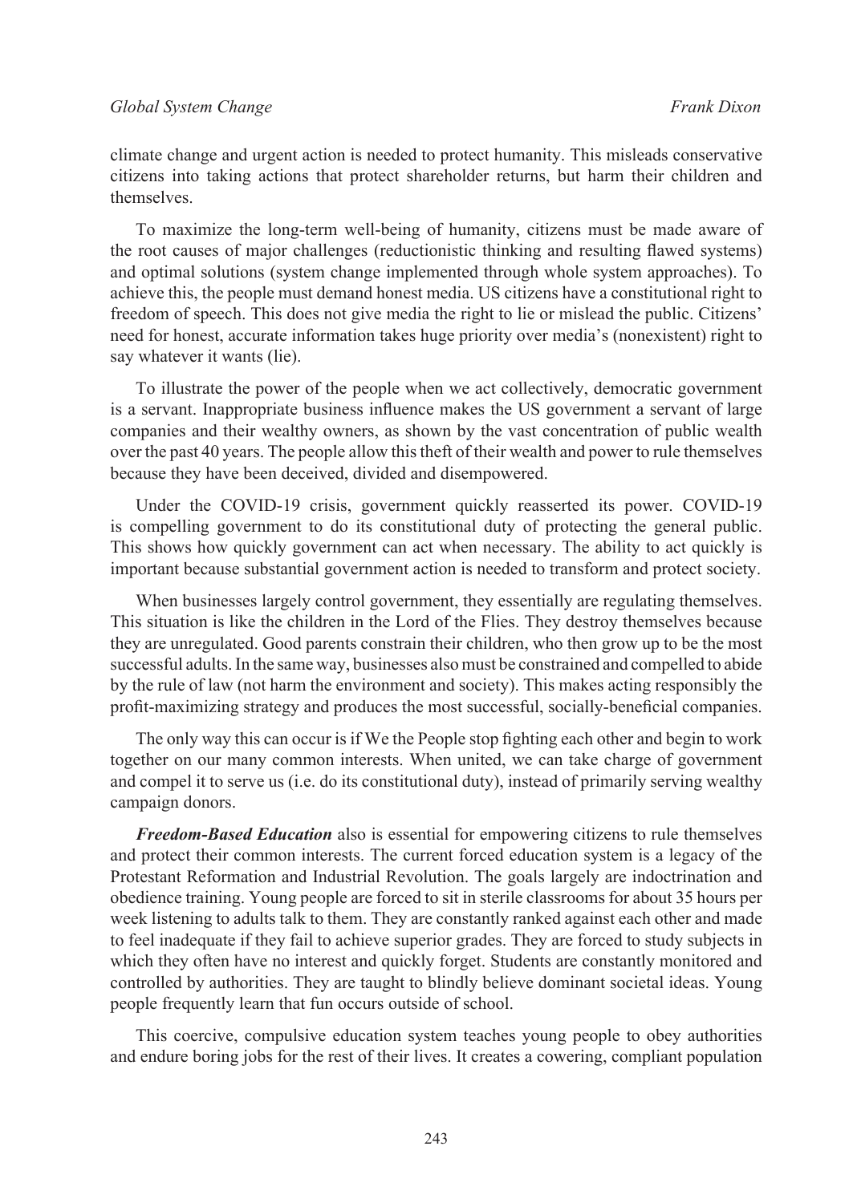climate change and urgent action is needed to protect humanity. This misleads conservative citizens into taking actions that protect shareholder returns, but harm their children and themselves.

To maximize the long-term well-being of humanity, citizens must be made aware of the root causes of major challenges (reductionistic thinking and resulting flawed systems) and optimal solutions (system change implemented through whole system approaches). To achieve this, the people must demand honest media. US citizens have a constitutional right to freedom of speech. This does not give media the right to lie or mislead the public. Citizens' need for honest, accurate information takes huge priority over media's (nonexistent) right to say whatever it wants (lie).

To illustrate the power of the people when we act collectively, democratic government is a servant. Inappropriate business influence makes the US government a servant of large companies and their wealthy owners, as shown by the vast concentration of public wealth over the past 40 years. The people allow this theft of their wealth and power to rule themselves because they have been deceived, divided and disempowered.

Under the COVID-19 crisis, government quickly reasserted its power. COVID-19 is compelling government to do its constitutional duty of protecting the general public. This shows how quickly government can act when necessary. The ability to act quickly is important because substantial government action is needed to transform and protect society.

When businesses largely control government, they essentially are regulating themselves. This situation is like the children in the Lord of the Flies. They destroy themselves because they are unregulated. Good parents constrain their children, who then grow up to be the most successful adults. In the same way, businesses also must be constrained and compelled to abide by the rule of law (not harm the environment and society). This makes acting responsibly the profit-maximizing strategy and produces the most successful, socially-beneficial companies.

The only way this can occur is if We the People stop fighting each other and begin to work together on our many common interests. When united, we can take charge of government and compel it to serve us (i.e. do its constitutional duty), instead of primarily serving wealthy campaign donors.

***Freedom-Based Education*** also is essential for empowering citizens to rule themselves and protect their common interests. The current forced education system is a legacy of the Protestant Reformation and Industrial Revolution. The goals largely are indoctrination and obedience training. Young people are forced to sit in sterile classrooms for about 35 hours per week listening to adults talk to them. They are constantly ranked against each other and made to feel inadequate if they fail to achieve superior grades. They are forced to study subjects in which they often have no interest and quickly forget. Students are constantly monitored and controlled by authorities. They are taught to blindly believe dominant societal ideas. Young people frequently learn that fun occurs outside of school.

This coercive, compulsive education system teaches young people to obey authorities and endure boring jobs for the rest of their lives. It creates a cowering, compliant population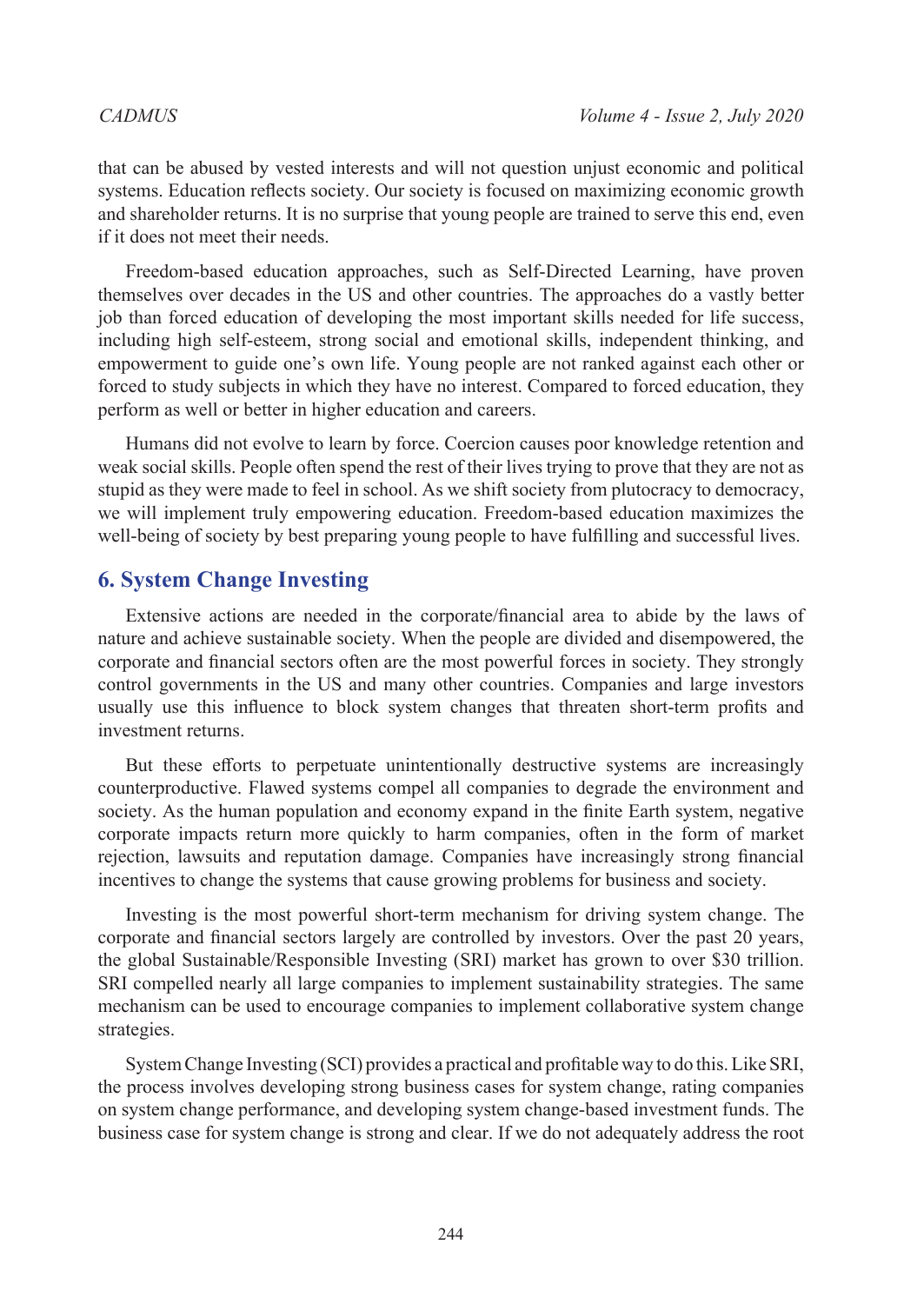that can be abused by vested interests and will not question unjust economic and political systems. Education reflects society. Our society is focused on maximizing economic growth and shareholder returns. It is no surprise that young people are trained to serve this end, even if it does not meet their needs.

Freedom-based education approaches, such as Self-Directed Learning, have proven themselves over decades in the US and other countries. The approaches do a vastly better job than forced education of developing the most important skills needed for life success, including high self-esteem, strong social and emotional skills, independent thinking, and empowerment to guide one's own life. Young people are not ranked against each other or forced to study subjects in which they have no interest. Compared to forced education, they perform as well or better in higher education and careers.

Humans did not evolve to learn by force. Coercion causes poor knowledge retention and weak social skills. People often spend the rest of their lives trying to prove that they are not as stupid as they were made to feel in school. As we shift society from plutocracy to democracy, we will implement truly empowering education. Freedom-based education maximizes the well-being of society by best preparing young people to have fulfilling and successful lives.

## 6. System Change Investing

Extensive actions are needed in the corporate/financial area to abide by the laws of nature and achieve sustainable society. When the people are divided and disempowered, the corporate and financial sectors often are the most powerful forces in society. They strongly control governments in the US and many other countries. Companies and large investors usually use this influence to block system changes that threaten short-term profits and investment returns.

But these efforts to perpetuate unintentionally destructive systems are increasingly counterproductive. Flawed systems compel all companies to degrade the environment and society. As the human population and economy expand in the finite Earth system, negative corporate impacts return more quickly to harm companies, often in the form of market rejection, lawsuits and reputation damage. Companies have increasingly strong financial incentives to change the systems that cause growing problems for business and society.

Investing is the most powerful short-term mechanism for driving system change. The corporate and financial sectors largely are controlled by investors. Over the past 20 years, the global Sustainable/Responsible Investing (SRI) market has grown to over $30 trillion. SRI compelled nearly all large companies to implement sustainability strategies. The same mechanism can be used to encourage companies to implement collaborative system change strategies.

System Change Investing (SCI) provides a practical and profitable way to do this. Like SRI, the process involves developing strong business cases for system change, rating companies on system change performance, and developing system change-based investment funds. The business case for system change is strong and clear. If we do not adequately address the root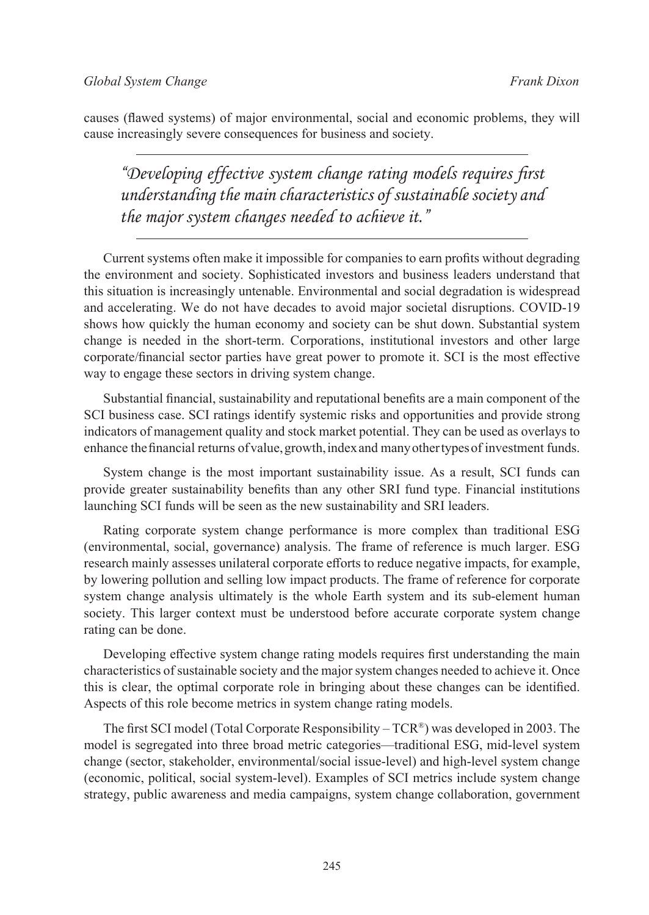causes (flawed systems) of major environmental, social and economic problems, they will cause increasingly severe consequences for business and society.

> *"Developing effective system change rating models requires first understanding the main characteristics of sustainable society and the major system changes needed to achieve it."*

Current systems often make it impossible for companies to earn profits without degrading the environment and society. Sophisticated investors and business leaders understand that this situation is increasingly untenable. Environmental and social degradation is widespread and accelerating. We do not have decades to avoid major societal disruptions. COVID-19 shows how quickly the human economy and society can be shut down. Substantial system change is needed in the short-term. Corporations, institutional investors and other large corporate/financial sector parties have great power to promote it. SCI is the most effective way to engage these sectors in driving system change.

Substantial financial, sustainability and reputational benefits are a main component of the SCI business case. SCI ratings identify systemic risks and opportunities and provide strong indicators of management quality and stock market potential. They can be used as overlays to enhance the financial returns of value, growth, index and many other types of investment funds.

System change is the most important sustainability issue. As a result, SCI funds can provide greater sustainability benefits than any other SRI fund type. Financial institutions launching SCI funds will be seen as the new sustainability and SRI leaders.

Rating corporate system change performance is more complex than traditional ESG (environmental, social, governance) analysis. The frame of reference is much larger. ESG research mainly assesses unilateral corporate efforts to reduce negative impacts, for example, by lowering pollution and selling low impact products. The frame of reference for corporate system change analysis ultimately is the whole Earth system and its sub-element human society. This larger context must be understood before accurate corporate system change rating can be done.

Developing effective system change rating models requires first understanding the main characteristics of sustainable society and the major system changes needed to achieve it. Once this is clear, the optimal corporate role in bringing about these changes can be identified. Aspects of this role become metrics in system change rating models.

The first SCI model (Total Corporate Responsibility – TCR®) was developed in 2003. The model is segregated into three broad metric categories—traditional ESG, mid-level system change (sector, stakeholder, environmental/social issue-level) and high-level system change (economic, political, social system-level). Examples of SCI metrics include system change strategy, public awareness and media campaigns, system change collaboration, government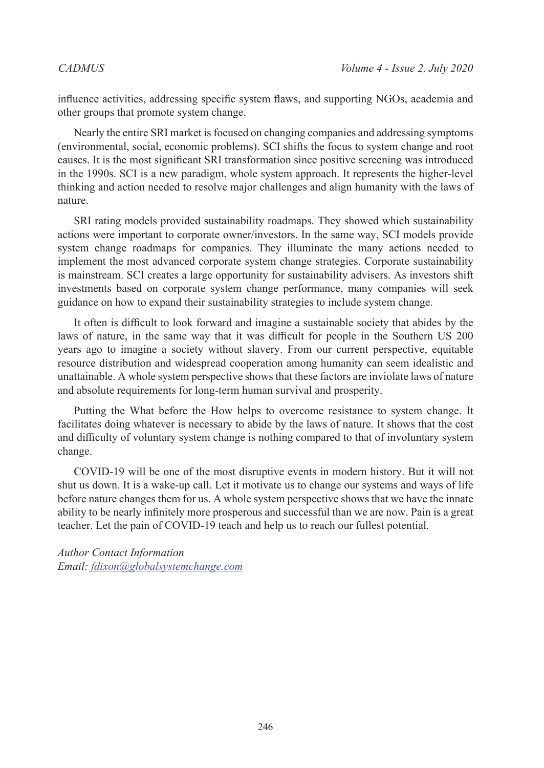influence activities, addressing specific system flaws, and supporting NGOs, academia and other groups that promote system change.

Nearly the entire SRI market is focused on changing companies and addressing symptoms (environmental, social, economic problems). SCI shifts the focus to system change and root causes. It is the most significant SRI transformation since positive screening was introduced in the 1990s. SCI is a new paradigm, whole system approach. It represents the higher-level thinking and action needed to resolve major challenges and align humanity with the laws of nature.

SRI rating models provided sustainability roadmaps. They showed which sustainability actions were important to corporate owner/investors. In the same way, SCI models provide system change roadmaps for companies. They illuminate the many actions needed to implement the most advanced corporate system change strategies. Corporate sustainability is mainstream. SCI creates a large opportunity for sustainability advisers. As investors shift investments based on corporate system change performance, many companies will seek guidance on how to expand their sustainability strategies to include system change.

It often is difficult to look forward and imagine a sustainable society that abides by the laws of nature, in the same way that it was difficult for people in the Southern US 200 years ago to imagine a society without slavery. From our current perspective, equitable resource distribution and widespread cooperation among humanity can seem idealistic and unattainable. A whole system perspective shows that these factors are inviolate laws of nature and absolute requirements for long-term human survival and prosperity.

Putting the What before the How helps to overcome resistance to system change. It facilitates doing whatever is necessary to abide by the laws of nature. It shows that the cost and difficulty of voluntary system change is nothing compared to that of involuntary system change.

COVID-19 will be one of the most disruptive events in modern history. But it will not shut us down. It is a wake-up call. Let it motivate us to change our systems and ways of life before nature changes them for us. A whole system perspective shows that we have the innate ability to be nearly infinitely more prosperous and successful than we are now. Pain is a great teacher. Let the pain of COVID-19 teach and help us to reach our fullest potential.

*Author Contact Information*
*Email: fdixon@globalsystemchange.com*